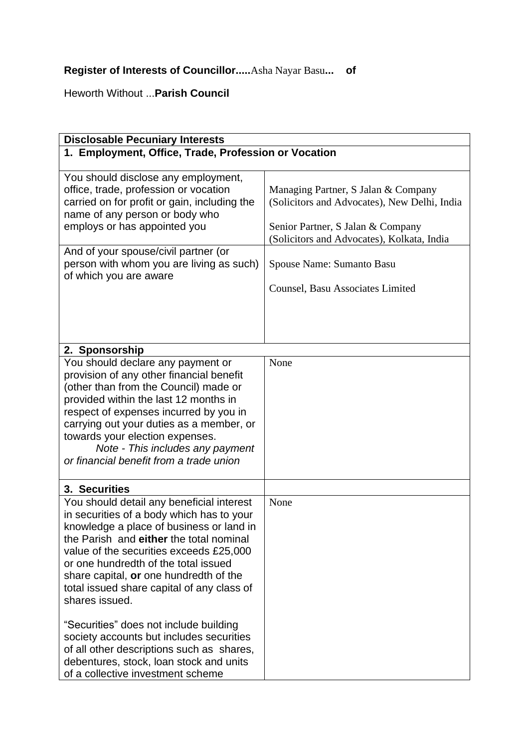**Register of Interests of Councillor.....**Asha Nayar Basu**...  of**

Heworth Without ...**Parish Council**

| **Disclosable Pecuniary Interests** | |
|---|---|
| **1. Employment, Office, Trade, Profession or Vocation** | |
| You should disclose any employment, office, trade, profession or vocation carried on for profit or gain, including the name of any person or body who employs or has appointed you | Managing Partner, S Jalan & Company (Solicitors and Advocates), New Delhi, India<br><br>Senior Partner, S Jalan & Company (Solicitors and Advocates), Kolkata, India |
| And of your spouse/civil partner (or person with whom you are living as such) of which you are aware | Spouse Name: Sumanto Basu<br><br>Counsel, Basu Associates Limited |
| **2. Sponsorship** | |
| You should declare any payment or provision of any other financial benefit (other than from the Council) made or provided within the last 12 months in respect of expenses incurred by you in carrying out your duties as a member, or towards your election expenses.<br>*Note - This includes any payment or financial benefit from a trade union* | None |
| **3. Securities** | |
| You should detail any beneficial interest in securities of a body which has to your knowledge a place of business or land in the Parish and **either** the total nominal value of the securities exceeds £25,000 or one hundredth of the total issued share capital, **or** one hundredth of the total issued share capital of any class of shares issued.<br><br>"Securities" does not include building society accounts but includes securities of all other descriptions such as shares, debentures, stock, loan stock and units of a collective investment scheme | None |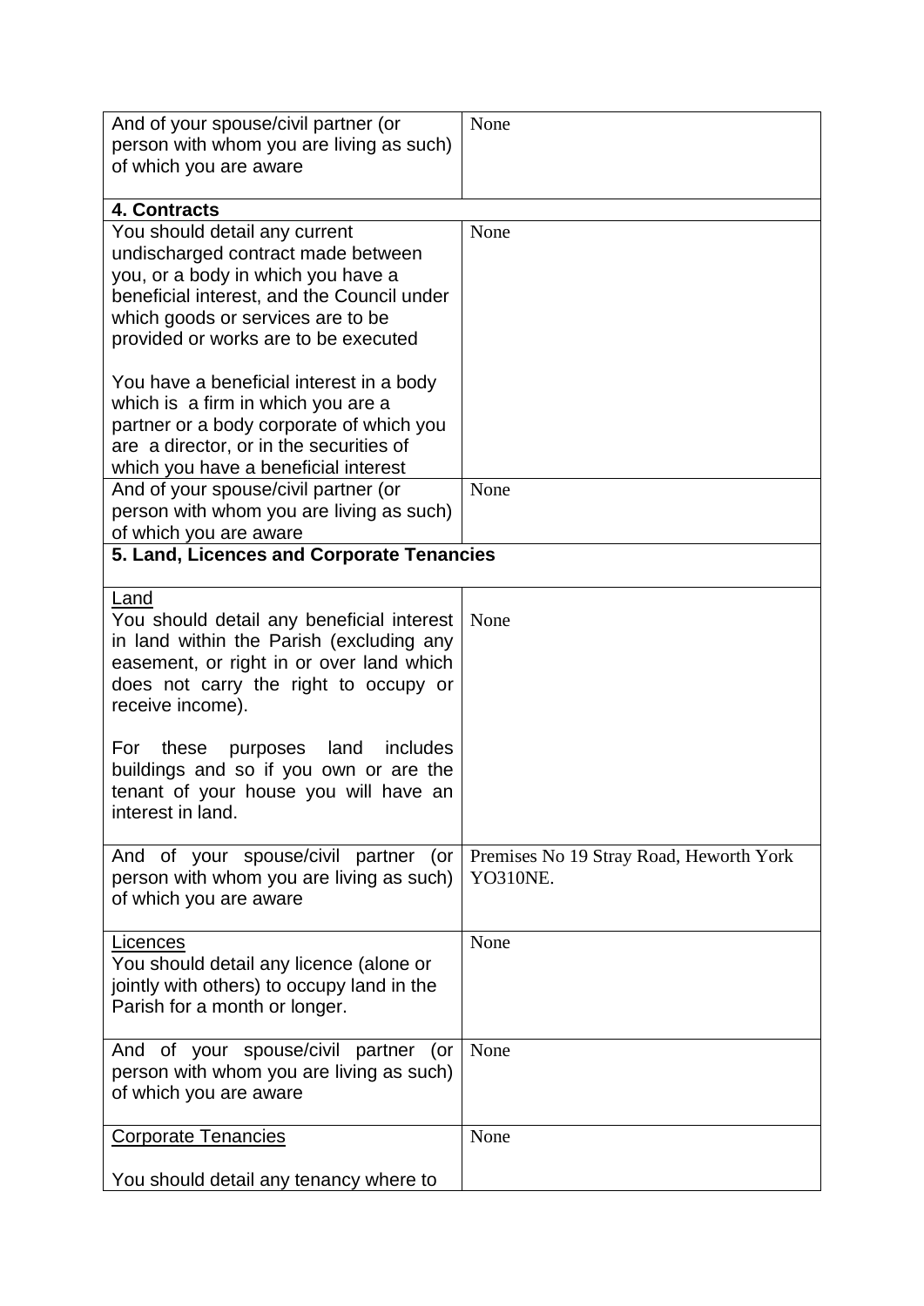| | |
|---|---|
| And of your spouse/civil partner (or person with whom you are living as such) of which you are aware | None |
| **4. Contracts** | |
| You should detail any current undischarged contract made between you, or a body in which you have a beneficial interest, and the Council under which goods or services are to be provided or works are to be executed<br><br>You have a beneficial interest in a body which is a firm in which you are a partner or a body corporate of which you are a director, or in the securities of which you have a beneficial interest | None |
| And of your spouse/civil partner (or person with whom you are living as such) of which you are aware | None |
| **5. Land, Licences and Corporate Tenancies** | |
| <u>Land</u><br>You should detail any beneficial interest in land within the Parish (excluding any easement, or right in or over land which does not carry the right to occupy or receive income).<br><br>For these purposes land includes buildings and so if you own or are the tenant of your house you will have an interest in land. | None |
| And of your spouse/civil partner (or person with whom you are living as such) of which you are aware | Premises No 19 Stray Road, Heworth York YO310NE. |
| <u>Licences</u><br>You should detail any licence (alone or jointly with others) to occupy land in the Parish for a month or longer. | None |
| And of your spouse/civil partner (or person with whom you are living as such) of which you are aware | None |
| <u>Corporate Tenancies</u><br><br>You should detail any tenancy where to | None |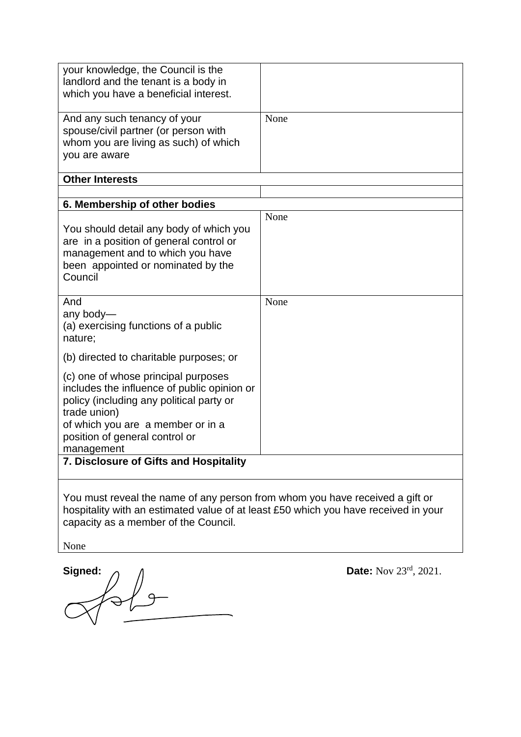| | |
|---|---|
| your knowledge, the Council is the landlord and the tenant is a body in which you have a beneficial interest. | |
| And any such tenancy of your spouse/civil partner (or person with whom you are living as such) of which you are aware | None |
| **Other Interests** | |
| | |
| **6. Membership of other bodies** | |
| You should detail any body of which you are in a position of general control or management and to which you have been appointed or nominated by the Council | None |
| And<br>any body—<br>(a) exercising functions of a public nature;<br>(b) directed to charitable purposes; or<br>(c) one of whose principal purposes includes the influence of public opinion or policy (including any political party or trade union)<br>of which you are a member or in a position of general control or management | None |
| **7. Disclosure of Gifts and Hospitality** | |
| You must reveal the name of any person from whom you have received a gift or hospitality with an estimated value of at least £50 which you have received in your capacity as a member of the Council.<br><br>None | |

**Signed:** **Date:** Nov 23rd, 2021.